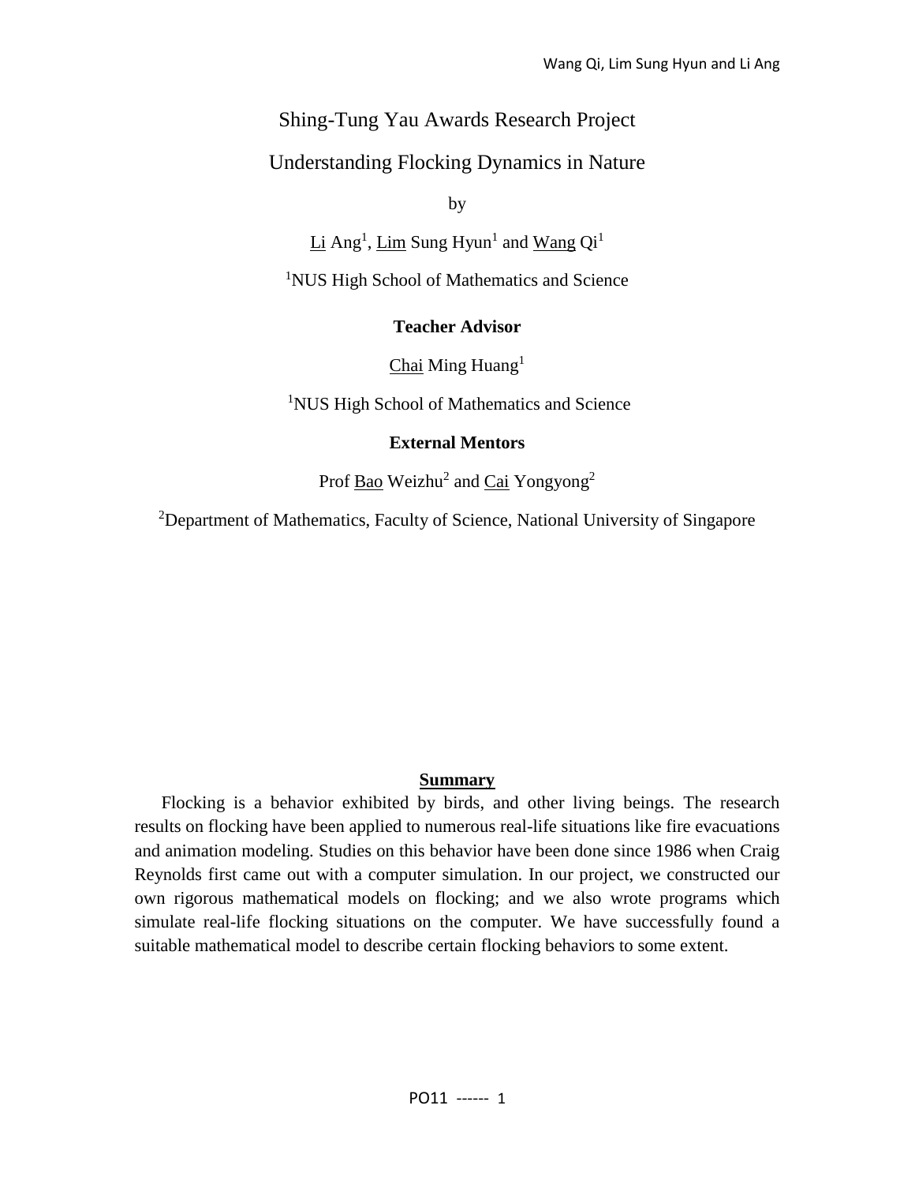# Shing-Tung Yau Awards Research Project

## Understanding Flocking Dynamics in Nature

by

Li Ang[1], Lim Sung Hyun[1] and Wang Qi[1]

[1]NUS High School of Mathematics and Science

**Teacher Advisor**

Chai Ming Huang[1]

[1]NUS High School of Mathematics and Science

**External Mentors**

Prof Bao Weizhu[2] and Cai Yongyong[2]

[2]Department of Mathematics, Faculty of Science, National University of Singapore

## Summary

Flocking is a behavior exhibited by birds, and other living beings. The research results on flocking have been applied to numerous real-life situations like fire evacuations and animation modeling. Studies on this behavior have been done since 1986 when Craig Reynolds first came out with a computer simulation. In our project, we constructed our own rigorous mathematical models on flocking; and we also wrote programs which simulate real-life flocking situations on the computer. We have successfully found a suitable mathematical model to describe certain flocking behaviors to some extent.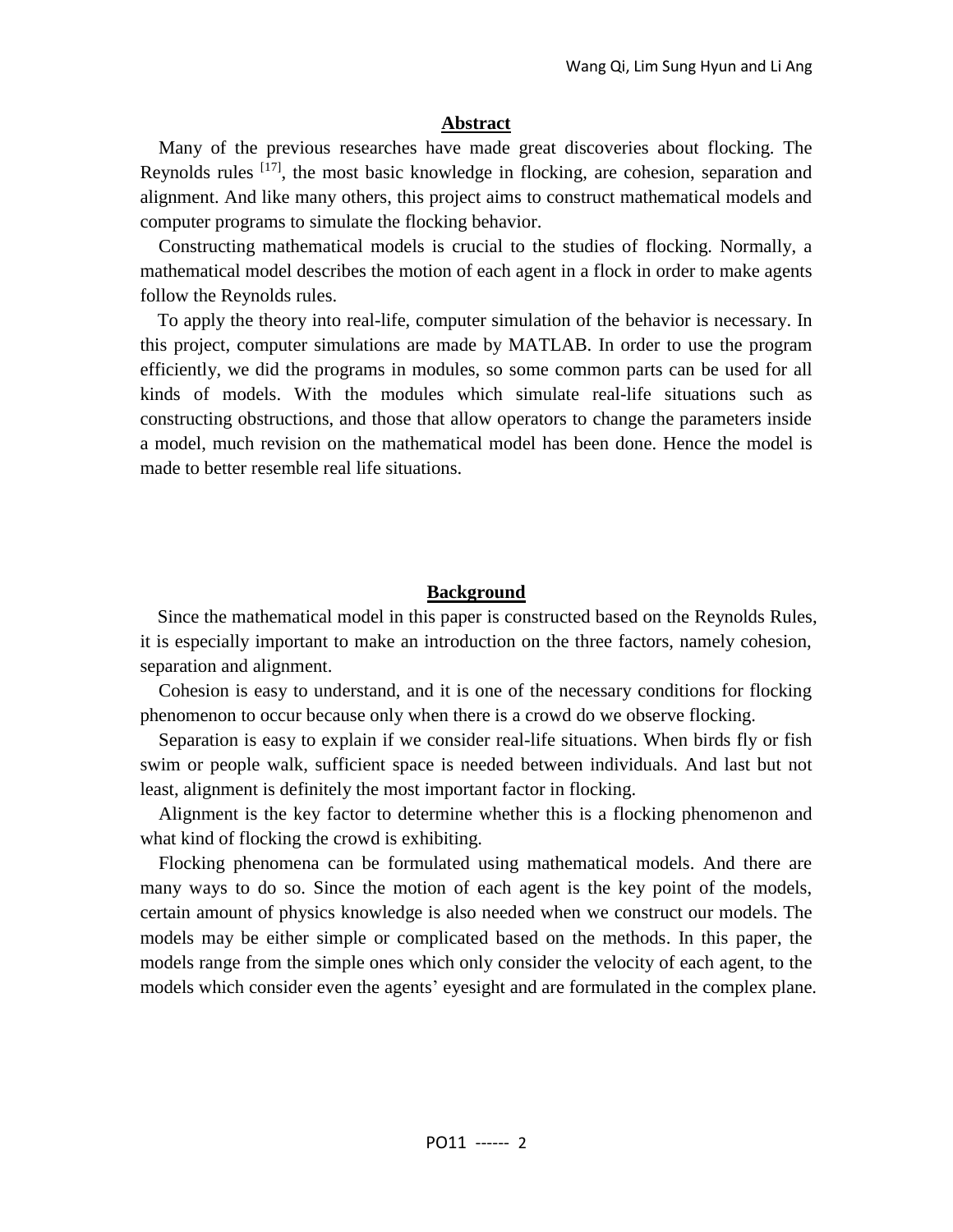## Abstract

Many of the previous researches have made great discoveries about flocking. The Reynolds rules [17], the most basic knowledge in flocking, are cohesion, separation and alignment. And like many others, this project aims to construct mathematical models and computer programs to simulate the flocking behavior.

Constructing mathematical models is crucial to the studies of flocking. Normally, a mathematical model describes the motion of each agent in a flock in order to make agents follow the Reynolds rules.

To apply the theory into real-life, computer simulation of the behavior is necessary. In this project, computer simulations are made by MATLAB. In order to use the program efficiently, we did the programs in modules, so some common parts can be used for all kinds of models. With the modules which simulate real-life situations such as constructing obstructions, and those that allow operators to change the parameters inside a model, much revision on the mathematical model has been done. Hence the model is made to better resemble real life situations.

## Background

Since the mathematical model in this paper is constructed based on the Reynolds Rules, it is especially important to make an introduction on the three factors, namely cohesion, separation and alignment.

Cohesion is easy to understand, and it is one of the necessary conditions for flocking phenomenon to occur because only when there is a crowd do we observe flocking.

Separation is easy to explain if we consider real-life situations. When birds fly or fish swim or people walk, sufficient space is needed between individuals. And last but not least, alignment is definitely the most important factor in flocking.

Alignment is the key factor to determine whether this is a flocking phenomenon and what kind of flocking the crowd is exhibiting.

Flocking phenomena can be formulated using mathematical models. And there are many ways to do so. Since the motion of each agent is the key point of the models, certain amount of physics knowledge is also needed when we construct our models. The models may be either simple or complicated based on the methods. In this paper, the models range from the simple ones which only consider the velocity of each agent, to the models which consider even the agents' eyesight and are formulated in the complex plane.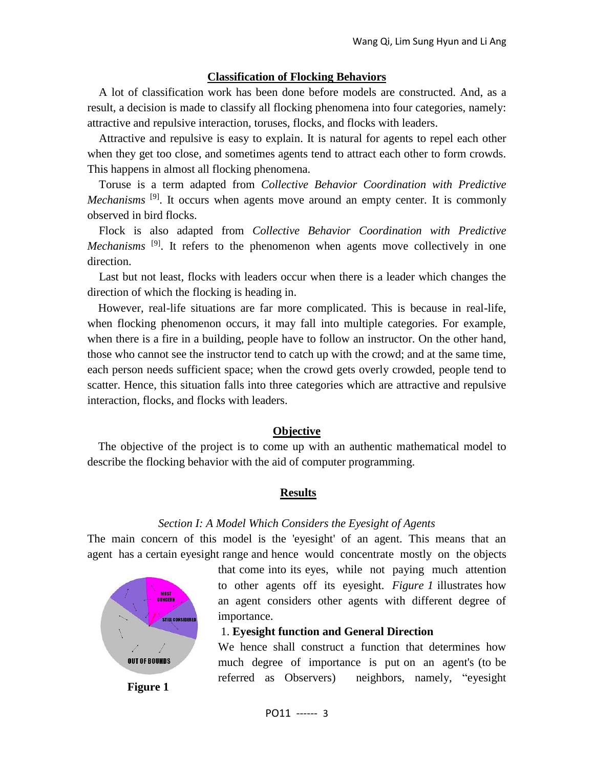## Classification of Flocking Behaviors

A lot of classification work has been done before models are constructed. And, as a result, a decision is made to classify all flocking phenomena into four categories, namely: attractive and repulsive interaction, toruses, flocks, and flocks with leaders.

Attractive and repulsive is easy to explain. It is natural for agents to repel each other when they get too close, and sometimes agents tend to attract each other to form crowds. This happens in almost all flocking phenomena.

Toruse is a term adapted from *Collective Behavior Coordination with Predictive Mechanisms* [9]. It occurs when agents move around an empty center. It is commonly observed in bird flocks.

Flock is also adapted from *Collective Behavior Coordination with Predictive Mechanisms* [9]. It refers to the phenomenon when agents move collectively in one direction.

Last but not least, flocks with leaders occur when there is a leader which changes the direction of which the flocking is heading in.

However, real-life situations are far more complicated. This is because in real-life, when flocking phenomenon occurs, it may fall into multiple categories. For example, when there is a fire in a building, people have to follow an instructor. On the other hand, those who cannot see the instructor tend to catch up with the crowd; and at the same time, each person needs sufficient space; when the crowd gets overly crowded, people tend to scatter. Hence, this situation falls into three categories which are attractive and repulsive interaction, flocks, and flocks with leaders.

## Objective

The objective of the project is to come up with an authentic mathematical model to describe the flocking behavior with the aid of computer programming.

## Results

### *Section I: A Model Which Considers the Eyesight of Agents*

The main concern of this model is the 'eyesight' of an agent. This means that an agent has a certain eyesight range and hence would concentrate mostly on the objects that come into its eyes, while not paying much attention to other agents off its eyesight. *Figure 1* illustrates how an agent considers other agents with different degree of importance.

**Figure 1**

1. **Eyesight function and General Direction**

We hence shall construct a function that determines how much degree of importance is put on an agent's (to be referred as Observers) neighbors, namely, "eyesight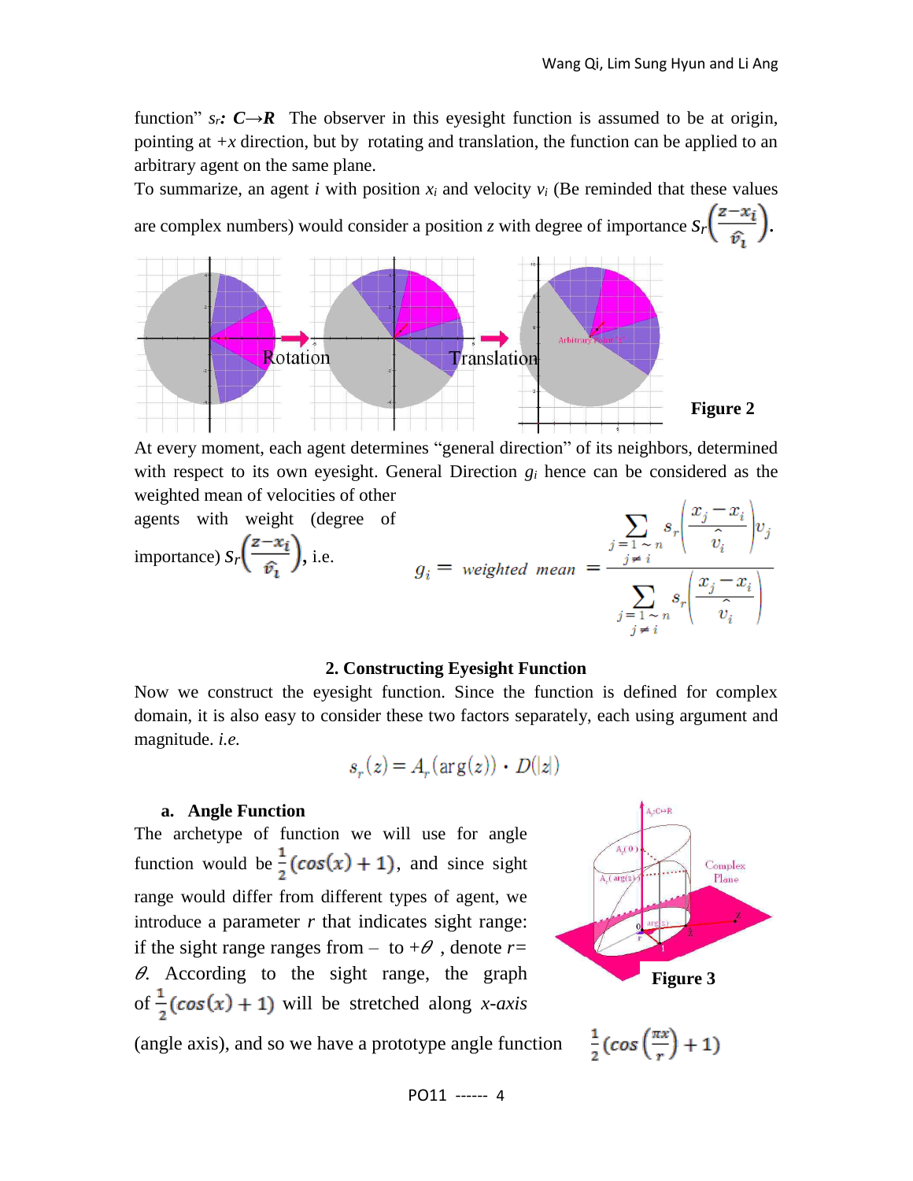function" $s_r$: $C \to R$ The observer in this eyesight function is assumed to be at origin, pointing at $+x$ direction, but by rotating and translation, the function can be applied to an arbitrary agent on the same plane.

To summarize, an agent $i$ with position $x_i$ and velocity $v_i$ (Be reminded that these values are complex numbers) would consider a position $z$ with degree of importance $S_r\left(\frac{z-x_i}{\hat{v}_i}\right)$.

Figure 2

At every moment, each agent determines "general direction" of its neighbors, determined with respect to its own eyesight. General Direction $g_i$ hence can be considered as the weighted mean of velocities of other agents with weight (degree of importance) $S_r\left(\frac{z-x_i}{\hat{v}_i}\right)$, i.e.

$$g_i = weighted\ mean = \frac{\sum_{\substack{j=1\sim n \\ j\neq i}} s_r\left(\frac{x_j - x_i}{\hat{v}_i}\right) v_j}{\sum_{\substack{j=1\sim n \\ j\neq i}} s_r\left(\frac{x_j - x_i}{\hat{v}_i}\right)}$$

## 2. Constructing Eyesight Function

Now we construct the eyesight function. Since the function is defined for complex domain, it is also easy to consider these two factors separately, each using argument and magnitude. *i.e.*

$$s_r(z) = A_r(\arg(z)) \cdot D(|z|)$$

### a. Angle Function

The archetype of function we will use for angle function would be $\frac{1}{2}(\cos(x)+1)$, and since sight range would differ from different types of agent, we introduce a parameter $r$ that indicates sight range: if the sight range ranges from $-$ to $+\theta$ , denote $r=\theta$. According to the sight range, the graph of $\frac{1}{2}(\cos(x)+1)$ will be stretched along *x-axis* (angle axis), and so we have a prototype angle function $\frac{1}{2}\left(\cos\left(\frac{\pi x}{r}\right)+1\right)$

Figure 3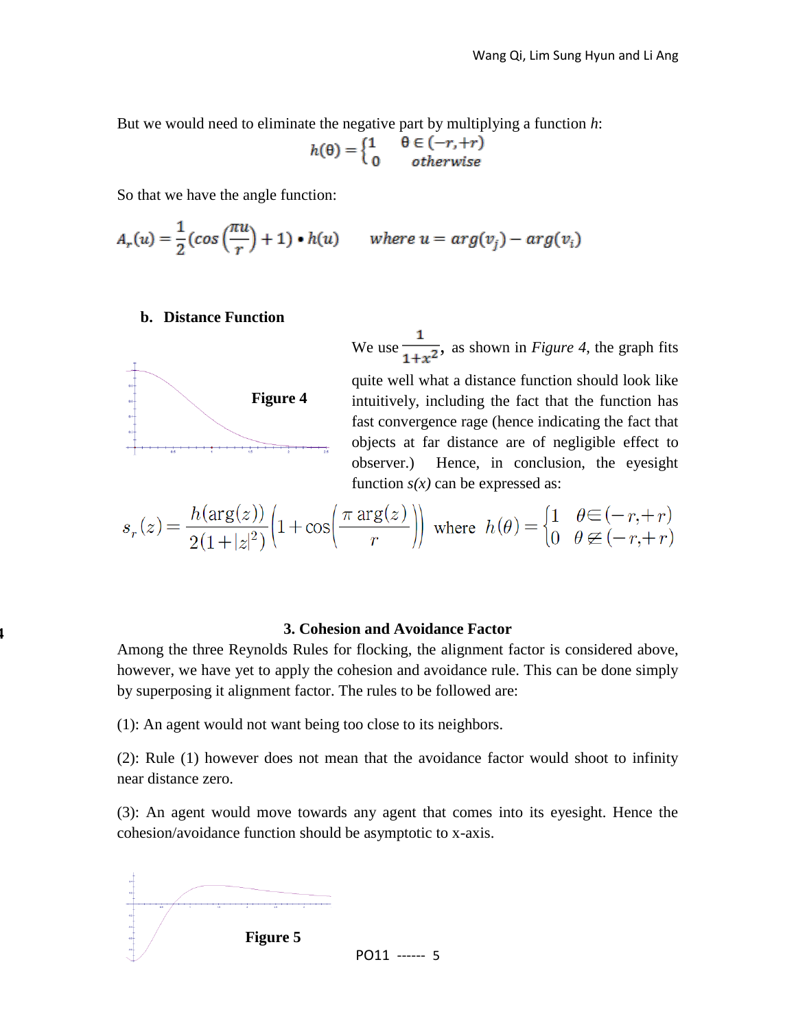But we would need to eliminate the negative part by multiplying a function *h*:

$$h(\theta) = \begin{cases} 1 & \theta \in (-r, +r) \\ 0 & otherwise \end{cases}$$

So that we have the angle function:

$$A_r(u) = \frac{1}{2}\left(cos\left(\frac{\pi u}{r}\right) + 1\right) \bullet h(u) \qquad where\ u = arg(v_j) - arg(v_i)$$

**b. Distance Function**

Figure 4

We use $\frac{1}{1+x^2}$, as shown in *Figure 4*, the graph fits quite well what a distance function should look like intuitively, including the fact that the function has fast convergence rage (hence indicating the fact that objects at far distance are of negligible effect to observer.) Hence, in conclusion, the eyesight function *s(x)* can be expressed as:

$$s_r(z) = \frac{h(\arg(z))}{2(1+|z|^2)}\left(1+\cos\left(\frac{\pi \arg(z)}{r}\right)\right) \text{ where } h(\theta) = \begin{cases} 1 & \theta \in (-r, +r) \\ 0 & \theta \notin (-r, +r) \end{cases}$$

## 3. Cohesion and Avoidance Factor

Among the three Reynolds Rules for flocking, the alignment factor is considered above, however, we have yet to apply the cohesion and avoidance rule. This can be done simply by superposing it alignment factor. The rules to be followed are:

(1): An agent would not want being too close to its neighbors.

(2): Rule (1) however does not mean that the avoidance factor would shoot to infinity near distance zero.

(3): An agent would move towards any agent that comes into its eyesight. Hence the cohesion/avoidance function should be asymptotic to x-axis.

Figure 5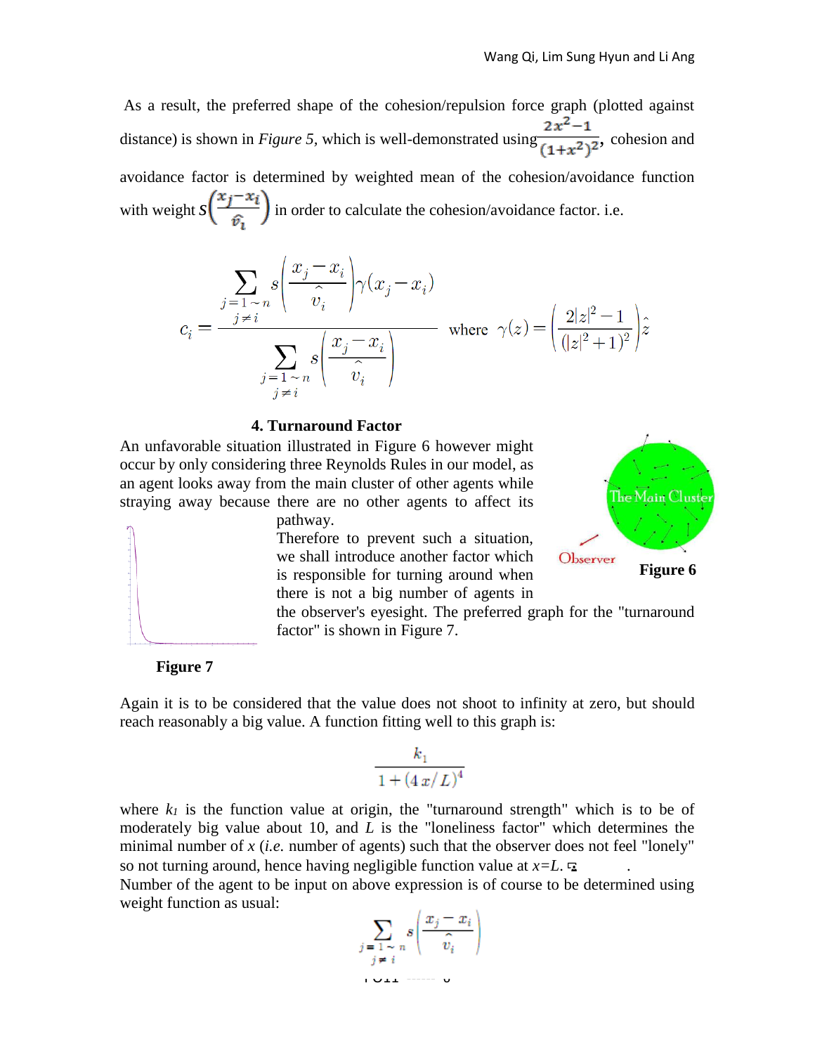As a result, the preferred shape of the cohesion/repulsion force graph (plotted against distance) is shown in *Figure 5*, which is well-demonstrated using $\frac{2x^2-1}{(1+x^2)^2}$, cohesion and avoidance factor is determined by weighted mean of the cohesion/avoidance function with weight $s\left(\frac{x_j - x_i}{\hat{v}_i}\right)$ in order to calculate the cohesion/avoidance factor. i.e.

$$c_i = \frac{\sum_{\substack{j=1\sim n \\ j\neq i}} s\left(\frac{x_j - x_i}{\hat{v}_i}\right)\gamma(x_j - x_i)}{\sum_{\substack{j=1\sim n \\ j\neq i}} s\left(\frac{x_j - x_i}{\hat{v}_i}\right)} \quad \text{where} \quad \gamma(z) = \left(\frac{2|z|^2 - 1}{(|z|^2+1)^2}\right)\hat{z}$$

### 4. Turnaround Factor

An unfavorable situation illustrated in Figure 6 however might occur by only considering three Reynolds Rules in our model, as an agent looks away from the main cluster of other agents while straying away because there are no other agents to affect its pathway.

**Figure 6**

Therefore to prevent such a situation, we shall introduce another factor which is responsible for turning around when there is not a big number of agents in the observer's eyesight. The preferred graph for the "turnaround factor" is shown in Figure 7.

**Figure 7**

Again it is to be considered that the value does not shoot to infinity at zero, but should reach reasonably a big value. A function fitting well to this graph is:

$$\frac{k_1}{1+(4x/L)^4}$$

where $k_1$ is the function value at origin, the "turnaround strength" which is to be of moderately big value about 10, and $L$ is the "loneliness factor" which determines the minimal number of $x$ (*i.e.* number of agents) such that the observer does not feel "lonely" so not turning around, hence having negligible function value at $x$=$L$.

Number of the agent to be input on above expression is of course to be determined using weight function as usual:

$$\sum_{\substack{j=1\sim n \\ j\neq i}} s\left(\frac{x_j - x_i}{\hat{v}_i}\right)$$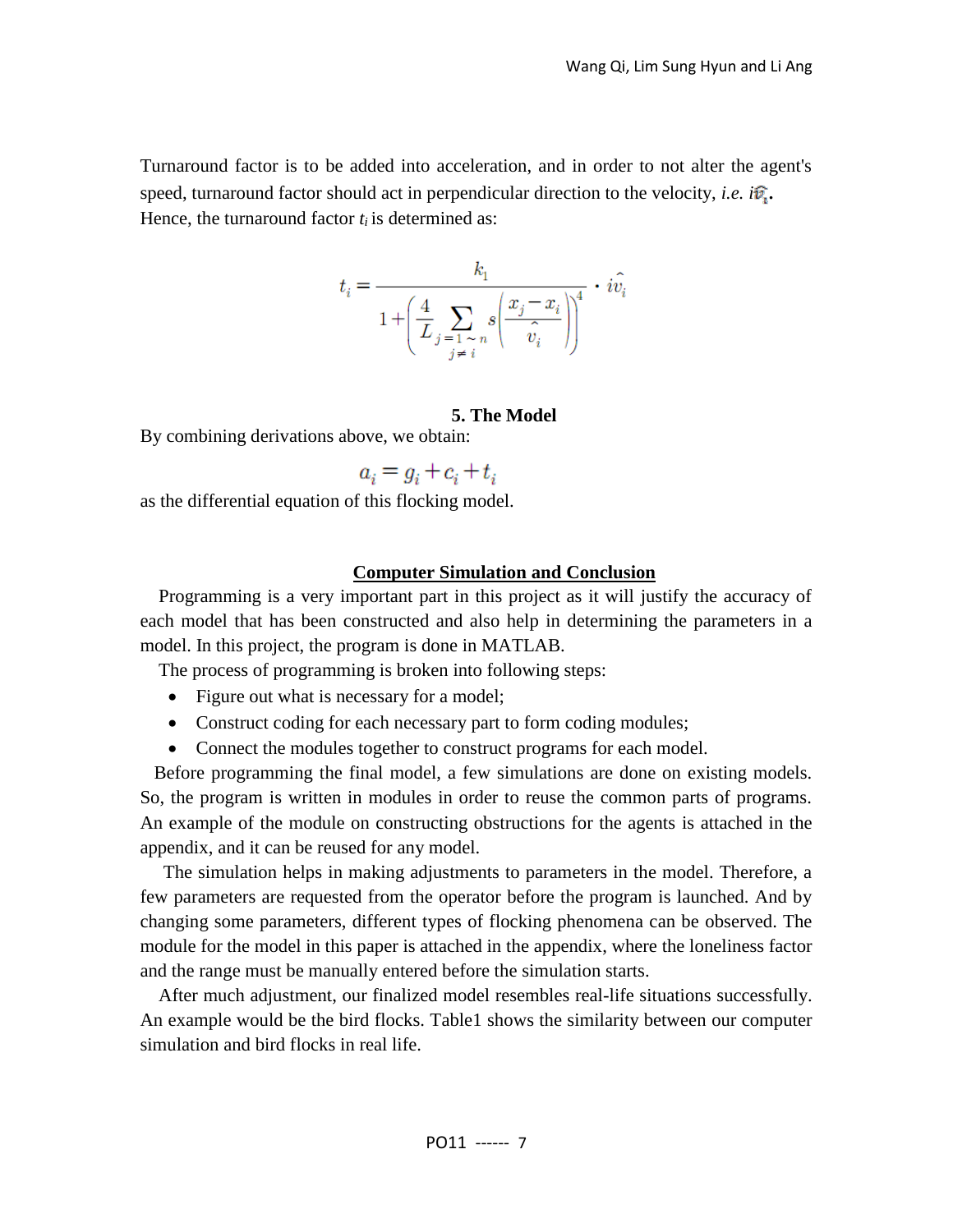Turnaround factor is to be added into acceleration, and in order to not alter the agent's speed, turnaround factor should act in perpendicular direction to the velocity, *i.e.* $i\hat{v}_i$. Hence, the turnaround factor $t_i$ is determined as:

$$t_i = \frac{k_1}{1 + \left( \frac{4}{L} \sum_{\substack{j=1 \sim n \\ j \neq i}} s\left( \frac{x_j - x_i}{\hat{v}_i} \right) \right)^4} \cdot i\hat{v}_i$$

### 5. The Model

By combining derivations above, we obtain:

$$a_i = g_i + c_i + t_i$$

as the differential equation of this flocking model.

## Computer Simulation and Conclusion

Programming is a very important part in this project as it will justify the accuracy of each model that has been constructed and also help in determining the parameters in a model. In this project, the program is done in MATLAB.

The process of programming is broken into following steps:

- Figure out what is necessary for a model;
- Construct coding for each necessary part to form coding modules;
- Connect the modules together to construct programs for each model.

Before programming the final model, a few simulations are done on existing models. So, the program is written in modules in order to reuse the common parts of programs. An example of the module on constructing obstructions for the agents is attached in the appendix, and it can be reused for any model.

The simulation helps in making adjustments to parameters in the model. Therefore, a few parameters are requested from the operator before the program is launched. And by changing some parameters, different types of flocking phenomena can be observed. The module for the model in this paper is attached in the appendix, where the loneliness factor and the range must be manually entered before the simulation starts.

After much adjustment, our finalized model resembles real-life situations successfully. An example would be the bird flocks. Table1 shows the similarity between our computer simulation and bird flocks in real life.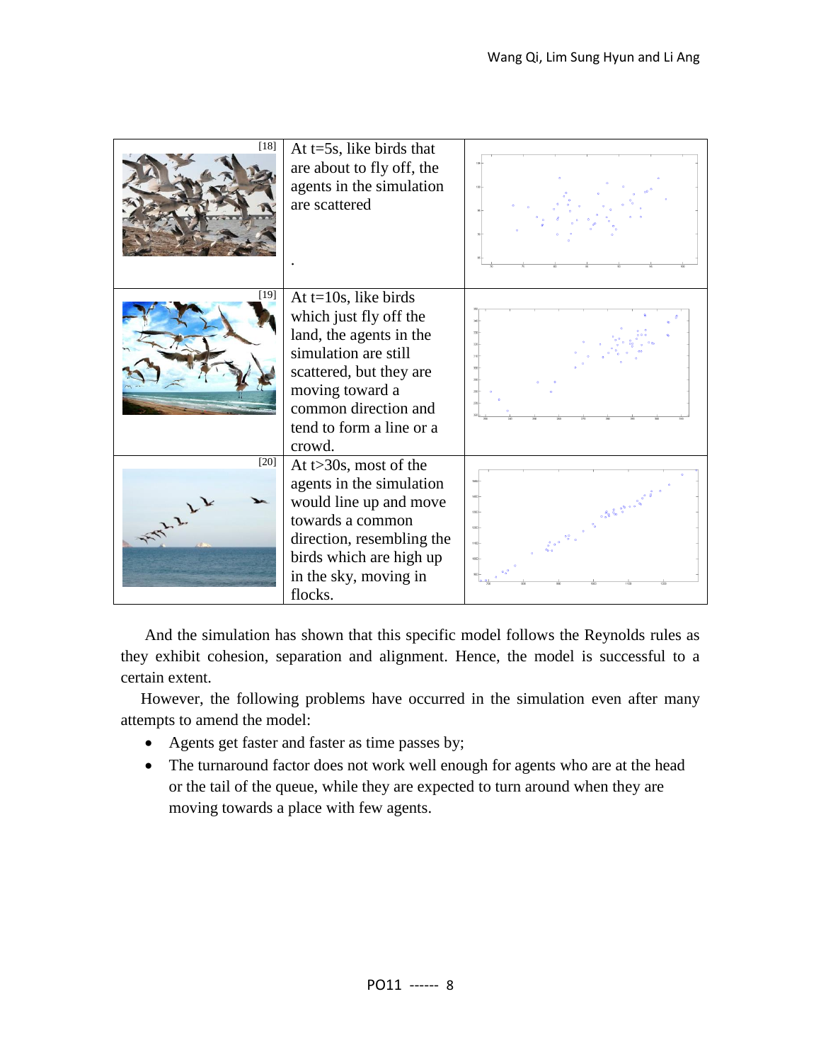| | | |
|---|---|---|
| [18] | At t=5s, like birds that are about to fly off, the agents in the simulation are scattered<br><br>. | |
| [19] | At t=10s, like birds which just fly off the land, the agents in the simulation are still scattered, but they are moving toward a common direction and tend to form a line or a crowd. | |
| [20] | At t>30s, most of the agents in the simulation would line up and move towards a common direction, resembling the birds which are high up in the sky, moving in flocks. | |

And the simulation has shown that this specific model follows the Reynolds rules as they exhibit cohesion, separation and alignment. Hence, the model is successful to a certain extent.

However, the following problems have occurred in the simulation even after many attempts to amend the model:

- Agents get faster and faster as time passes by;
- The turnaround factor does not work well enough for agents who are at the head or the tail of the queue, while they are expected to turn around when they are moving towards a place with few agents.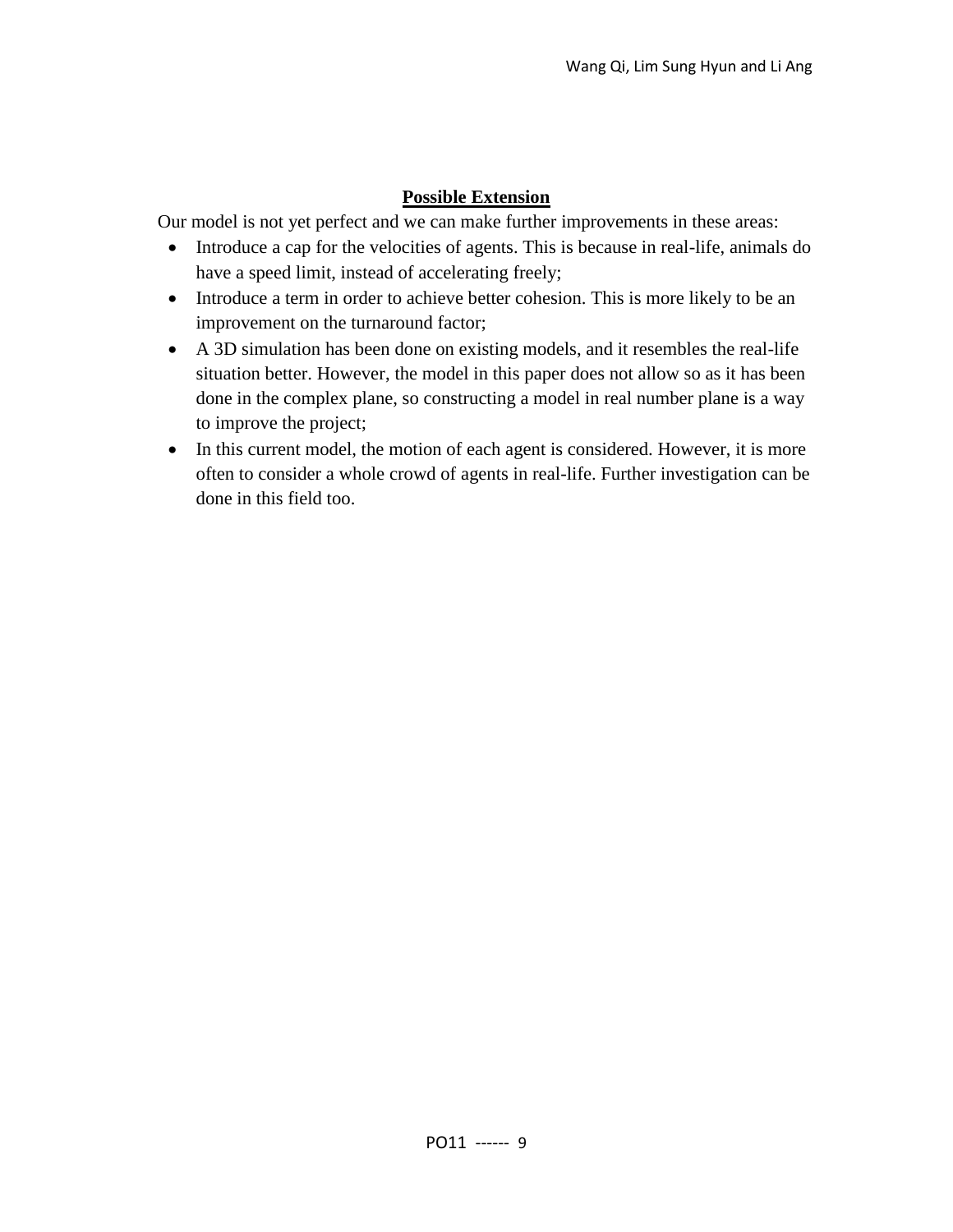## Possible Extension

Our model is not yet perfect and we can make further improvements in these areas:

- Introduce a cap for the velocities of agents. This is because in real-life, animals do have a speed limit, instead of accelerating freely;
- Introduce a term in order to achieve better cohesion. This is more likely to be an improvement on the turnaround factor;
- A 3D simulation has been done on existing models, and it resembles the real-life situation better. However, the model in this paper does not allow so as it has been done in the complex plane, so constructing a model in real number plane is a way to improve the project;
- In this current model, the motion of each agent is considered. However, it is more often to consider a whole crowd of agents in real-life. Further investigation can be done in this field too.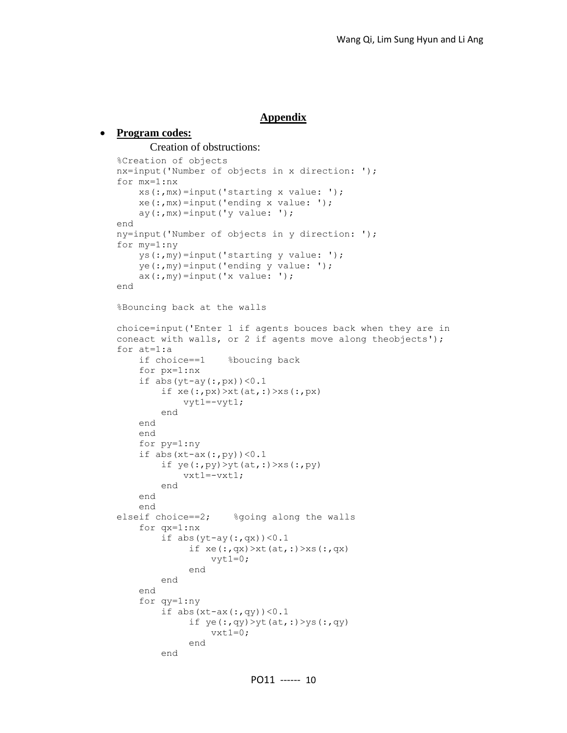## Appendix

- **Program codes:**

  Creation of obstructions:

```
%Creation of objects
nx=input('Number of objects in x direction: ');
for mx=1:nx
    xs(:,mx)=input('starting x value: ');
    xe(:,mx)=input('ending x value: ');
    ay(:,mx)=input('y value: ');
end
ny=input('Number of objects in y direction: ');
for my=1:ny
    ys(:,my)=input('starting y value: ');
    ye(:,my)=input('ending y value: ');
    ax(:,my)=input('x value: ');
end

%Bouncing back at the walls

choice=input('Enter 1 if agents bouces back when they are in
coneact with walls, or 2 if agents move along theobjects');
for at=1:a
    if choice==1    %boucing back
    for px=1:nx
    if abs(yt-ay(:,px))<0.1
        if xe(:,px)>xt(at,:)>xs(:,px)
            vyt1=-vyt1;
        end
    end
    end
    for py=1:ny
    if abs(xt-ax(:,py))<0.1
        if ye(:,py)>yt(at,:)>xs(:,py)
            vxt1=-vxt1;
        end
    end
    end
elseif choice==2;    %going along the walls
    for qx=1:nx
        if abs(yt-ay(:,qx))<0.1
             if xe(:,qx)>xt(at,:)>xs(:,qx)
                 vyt1=0;
             end
        end
    end
    for qy=1:ny
        if abs(xt-ax(:,qy))<0.1
             if ye(:,qy)>yt(at,:)>ys(:,qy)
                 vxt1=0;
             end
        end
```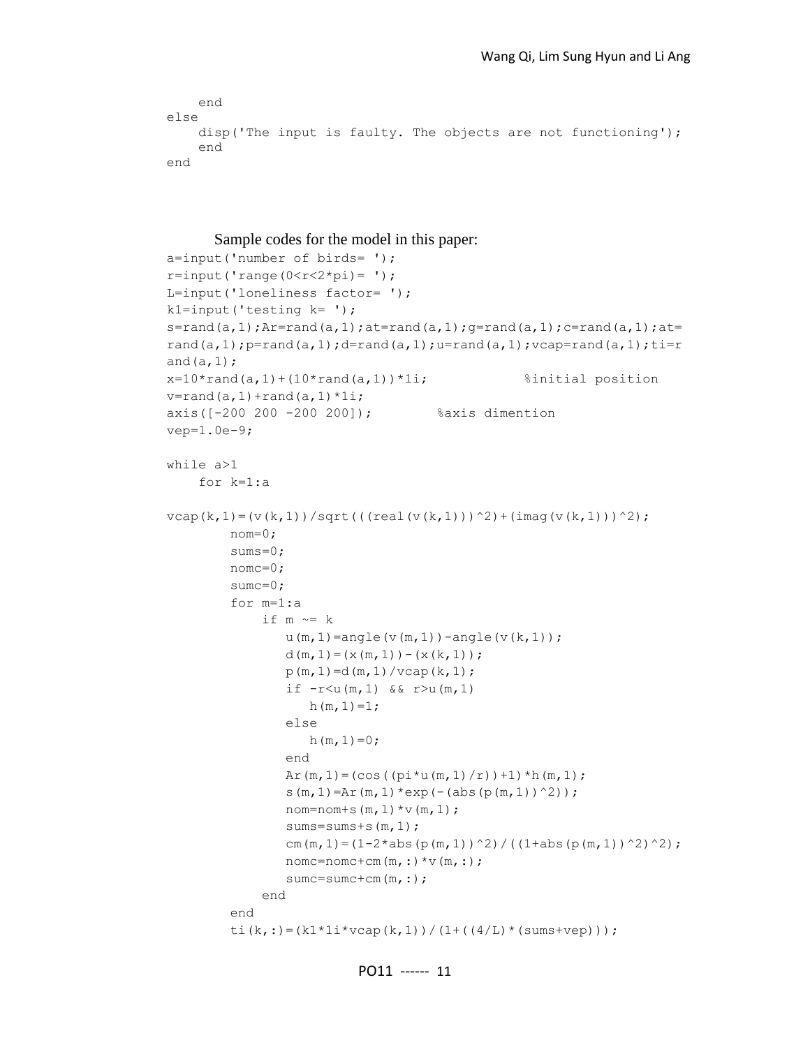```
    end
else
    disp('The input is faulty. The objects are not functioning');
    end
end
```

Sample codes for the model in this paper:

```
a=input('number of birds= ');
r=input('range(0<r<2*pi)= ');
L=input('loneliness factor= ');
k1=input('testing k= ');
s=rand(a,1);Ar=rand(a,1);at=rand(a,1);g=rand(a,1);c=rand(a,1);at=
rand(a,1);p=rand(a,1);d=rand(a,1);u=rand(a,1);vcap=rand(a,1);ti=r
and(a,1);
x=10*rand(a,1)+(10*rand(a,1))*1i;            %initial position
v=rand(a,1)+rand(a,1)*1i;
axis([-200 200 -200 200]);        %axis dimention
vep=1.0e-9;

while a>1
    for k=1:a

vcap(k,1)=(v(k,1))/sqrt(((real(v(k,1)))^2)+(imag(v(k,1)))^2);
        nom=0;
        sums=0;
        nomc=0;
        sumc=0;
        for m=1:a
            if m ~= k
               u(m,1)=angle(v(m,1))-angle(v(k,1));
               d(m,1)=(x(m,1))-(x(k,1));
               p(m,1)=d(m,1)/vcap(k,1);
               if -r<u(m,1) && r>u(m,1)
                  h(m,1)=1;
               else
                  h(m,1)=0;
               end
               Ar(m,1)=(cos((pi*u(m,1)/r))+1)*h(m,1);
               s(m,1)=Ar(m,1)*exp(-(abs(p(m,1))^2));
               nom=nom+s(m,1)*v(m,1);
               sums=sums+s(m,1);
               cm(m,1)=(1-2*abs(p(m,1))^2)/((1+abs(p(m,1))^2)^2);
               nomc=nomc+cm(m,:)*v(m,:);
               sumc=sumc+cm(m,:);
            end
        end
        ti(k,:)=(k1*1i*vcap(k,1))/(1+((4/L)*(sums+vep)));
```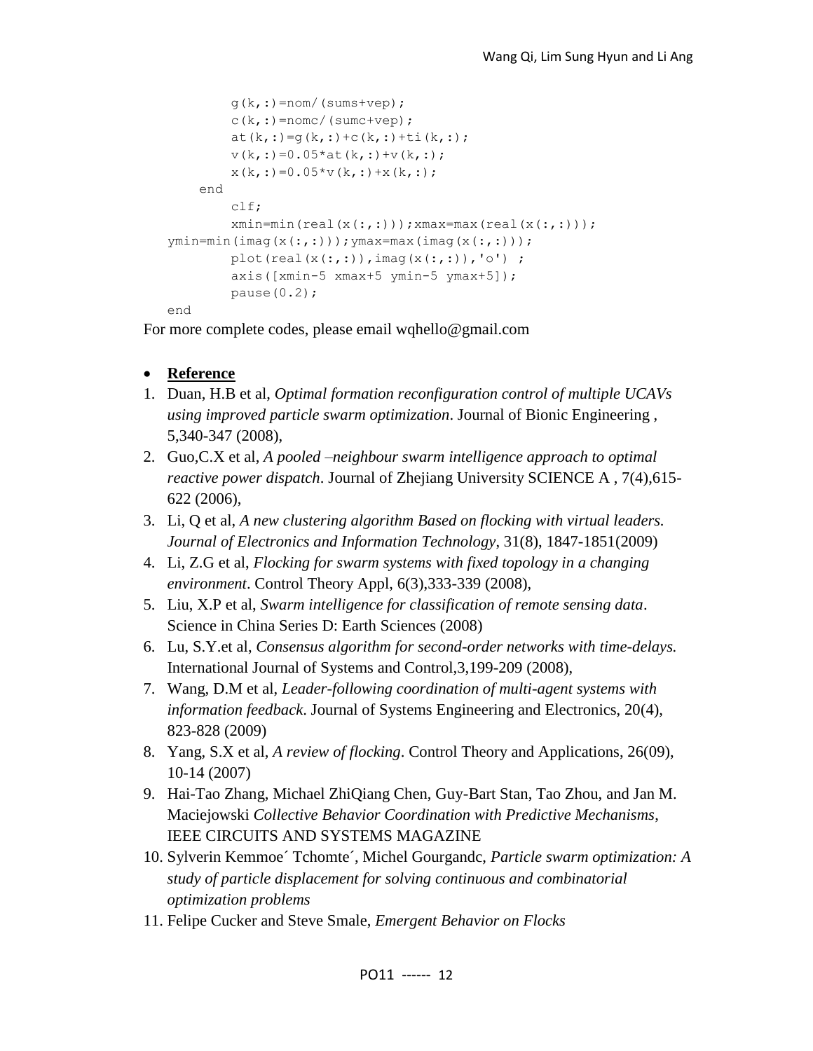```
        g(k,:)=nom/(sums+vep);
        c(k,:)=nomc/(sumc+vep);
        at(k,:)=g(k,:)+c(k,:)+ti(k,:);
        v(k,:)=0.05*at(k,:)+v(k,:);
        x(k,:)=0.05*v(k,:)+x(k,:);
    end
        clf;
        xmin=min(real(x(:,:)));xmax=max(real(x(:,:)));
ymin=min(imag(x(:,:)));ymax=max(imag(x(:,:)));
        plot(real(x(:,:)),imag(x(:,:)),'o') ;
        axis([xmin-5 xmax+5 ymin-5 ymax+5]);
        pause(0.2);
end
```

For more complete codes, please email wqhello@gmail.com

- **Reference**

1. Duan, H.B et al, *Optimal formation reconfiguration control of multiple UCAVs using improved particle swarm optimization*. Journal of Bionic Engineering , 5,340-347 (2008),
2. Guo,C.X et al, *A pooled –neighbour swarm intelligence approach to optimal reactive power dispatch*. Journal of Zhejiang University SCIENCE A , 7(4),615-622 (2006),
3. Li, Q et al, *A new clustering algorithm Based on flocking with virtual leaders. Journal of Electronics and Information Technology*, 31(8), 1847-1851(2009)
4. Li, Z.G et al, *Flocking for swarm systems with fixed topology in a changing environment*. Control Theory Appl, 6(3),333-339 (2008),
5. Liu, X.P et al, *Swarm intelligence for classification of remote sensing data*. Science in China Series D: Earth Sciences (2008)
6. Lu, S.Y.et al, *Consensus algorithm for second-order networks with time-delays.* International Journal of Systems and Control,3,199-209 (2008),
7. Wang, D.M et al, *Leader-following coordination of multi-agent systems with information feedback*. Journal of Systems Engineering and Electronics, 20(4), 823-828 (2009)
8. Yang, S.X et al, *A review of flocking*. Control Theory and Applications, 26(09), 10-14 (2007)
9. Hai-Tao Zhang, Michael ZhiQiang Chen, Guy-Bart Stan, Tao Zhou, and Jan M. Maciejowski *Collective Behavior Coordination with Predictive Mechanisms*, IEEE CIRCUITS AND SYSTEMS MAGAZINE
10. Sylverin Kemmoe´ Tchomte´, Michel Gourgandc, *Particle swarm optimization: A study of particle displacement for solving continuous and combinatorial optimization problems*
11. Felipe Cucker and Steve Smale, *Emergent Behavior on Flocks*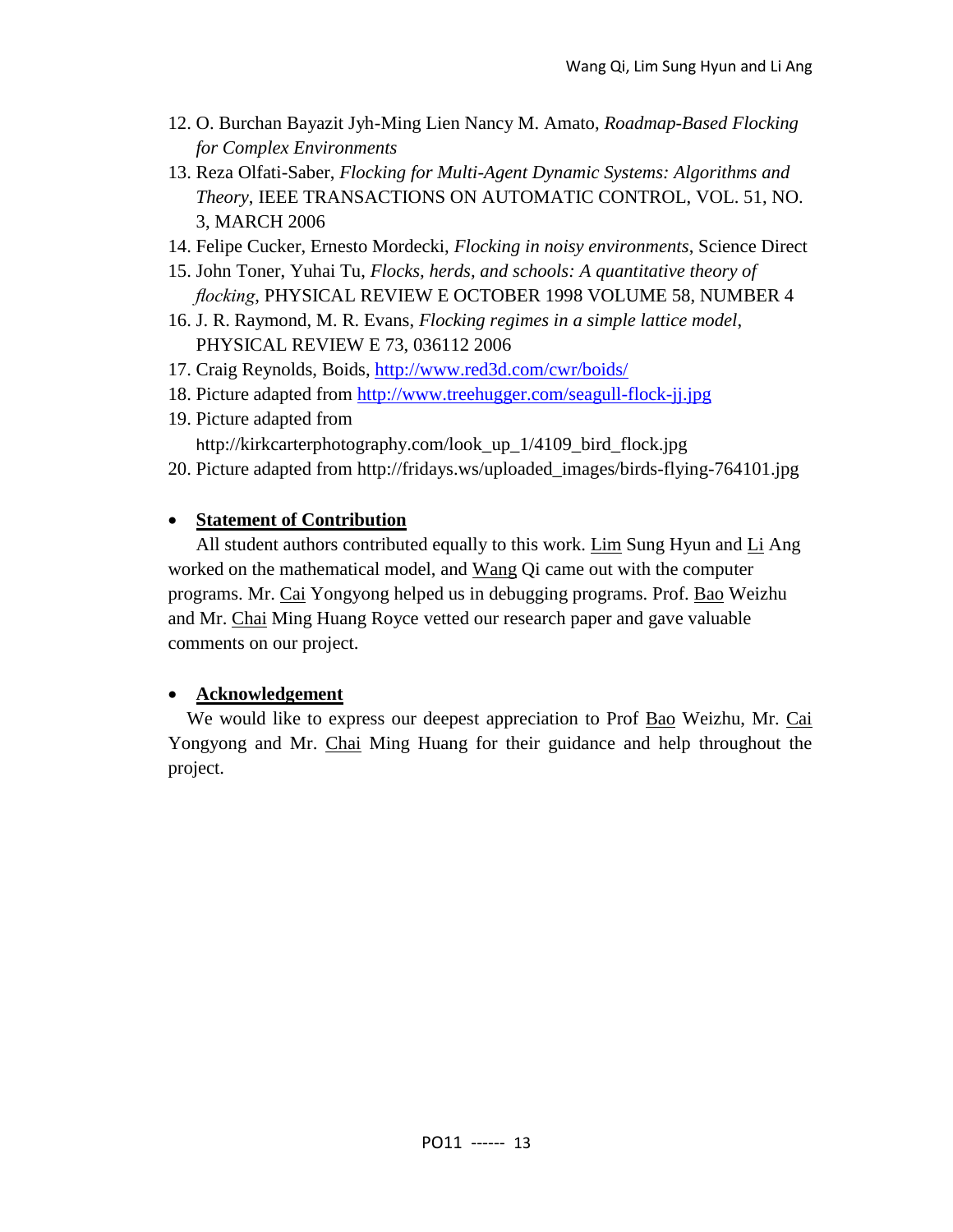12. O. Burchan Bayazit Jyh-Ming Lien Nancy M. Amato, *Roadmap-Based Flocking for Complex Environments*
13. Reza Olfati-Saber, *Flocking for Multi-Agent Dynamic Systems: Algorithms and Theory*, IEEE TRANSACTIONS ON AUTOMATIC CONTROL, VOL. 51, NO. 3, MARCH 2006
14. Felipe Cucker, Ernesto Mordecki, *Flocking in noisy environments*, Science Direct
15. John Toner, Yuhai Tu, *Flocks, herds, and schools: A quantitative theory of flocking*, PHYSICAL REVIEW E OCTOBER 1998 VOLUME 58, NUMBER 4
16. J. R. Raymond, M. R. Evans, *Flocking regimes in a simple lattice model*, PHYSICAL REVIEW E 73, 036112 2006
17. Craig Reynolds, Boids, http://www.red3d.com/cwr/boids/
18. Picture adapted from http://www.treehugger.com/seagull-flock-jj.jpg
19. Picture adapted from http://kirkcarterphotography.com/look_up_1/4109_bird_flock.jpg
20. Picture adapted from http://fridays.ws/uploaded_images/birds-flying-764101.jpg

- **Statement of Contribution**

All student authors contributed equally to this work. Lim Sung Hyun and Li Ang worked on the mathematical model, and Wang Qi came out with the computer programs. Mr. Cai Yongyong helped us in debugging programs. Prof. Bao Weizhu and Mr. Chai Ming Huang Royce vetted our research paper and gave valuable comments on our project.

- **Acknowledgement**

We would like to express our deepest appreciation to Prof Bao Weizhu, Mr. Cai Yongyong and Mr. Chai Ming Huang for their guidance and help throughout the project.